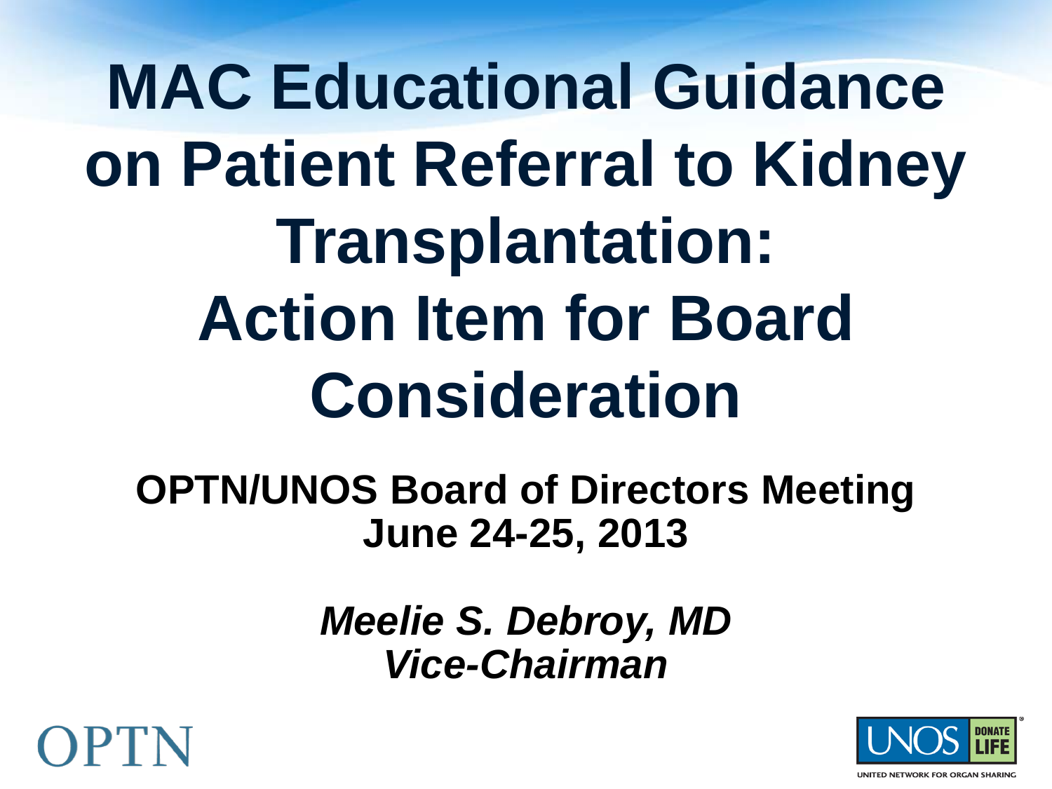# MAC Educational Guidance on Patient Referral to Kidney Transplantation: Action Item for Board Consideration

**OPTN/UNOS Board of Directors Meeting**
**June 24-25, 2013**

***Meelie S. Debroy, MD***
***Vice-Chairman***

OPTN

UNOS DONATE LIFE

UNITED NETWORK FOR ORGAN SHARING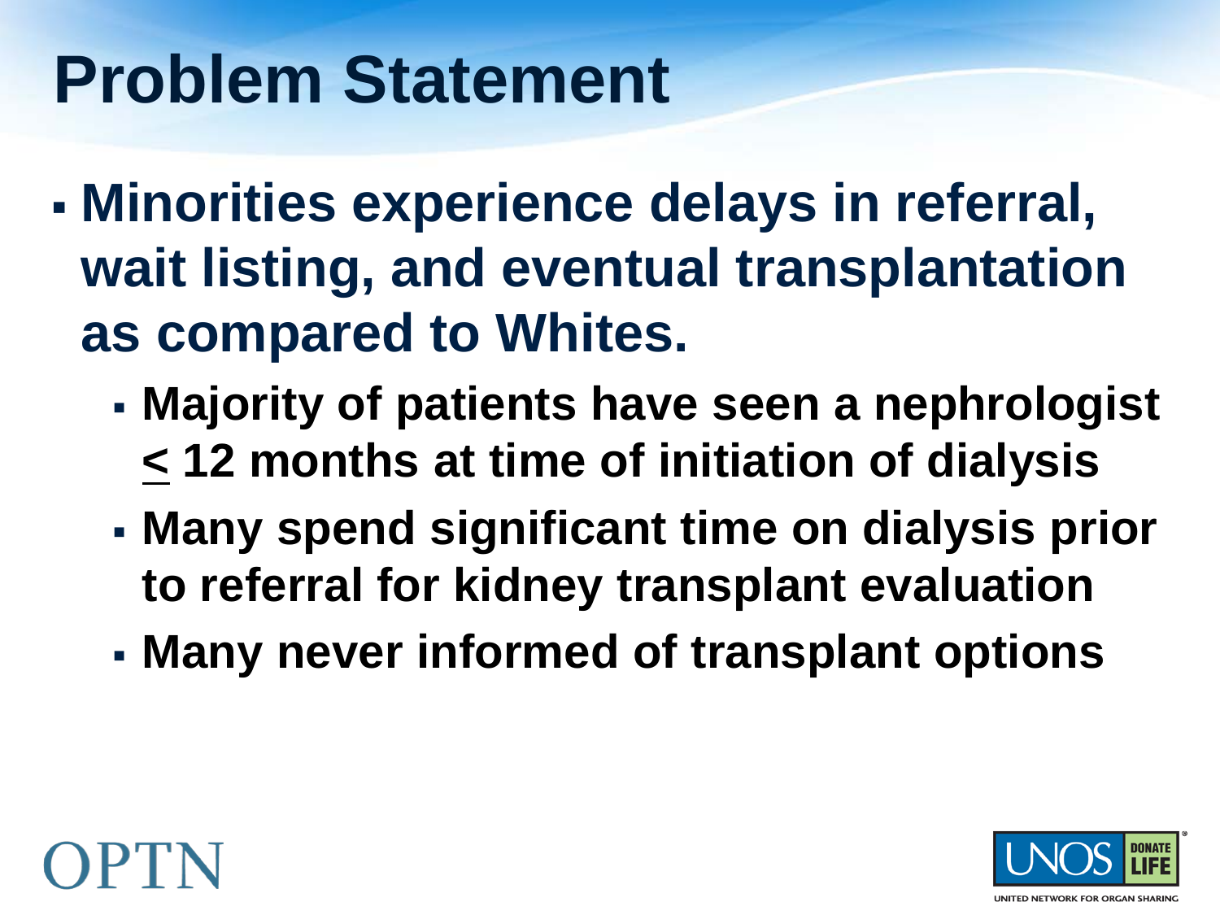# Problem Statement

- **Minorities experience delays in referral, wait listing, and eventual transplantation as compared to Whites.**
  - **Majority of patients have seen a nephrologist ≤ 12 months at time of initiation of dialysis**
  - **Many spend significant time on dialysis prior to referral for kidney transplant evaluation**
  - **Many never informed of transplant options**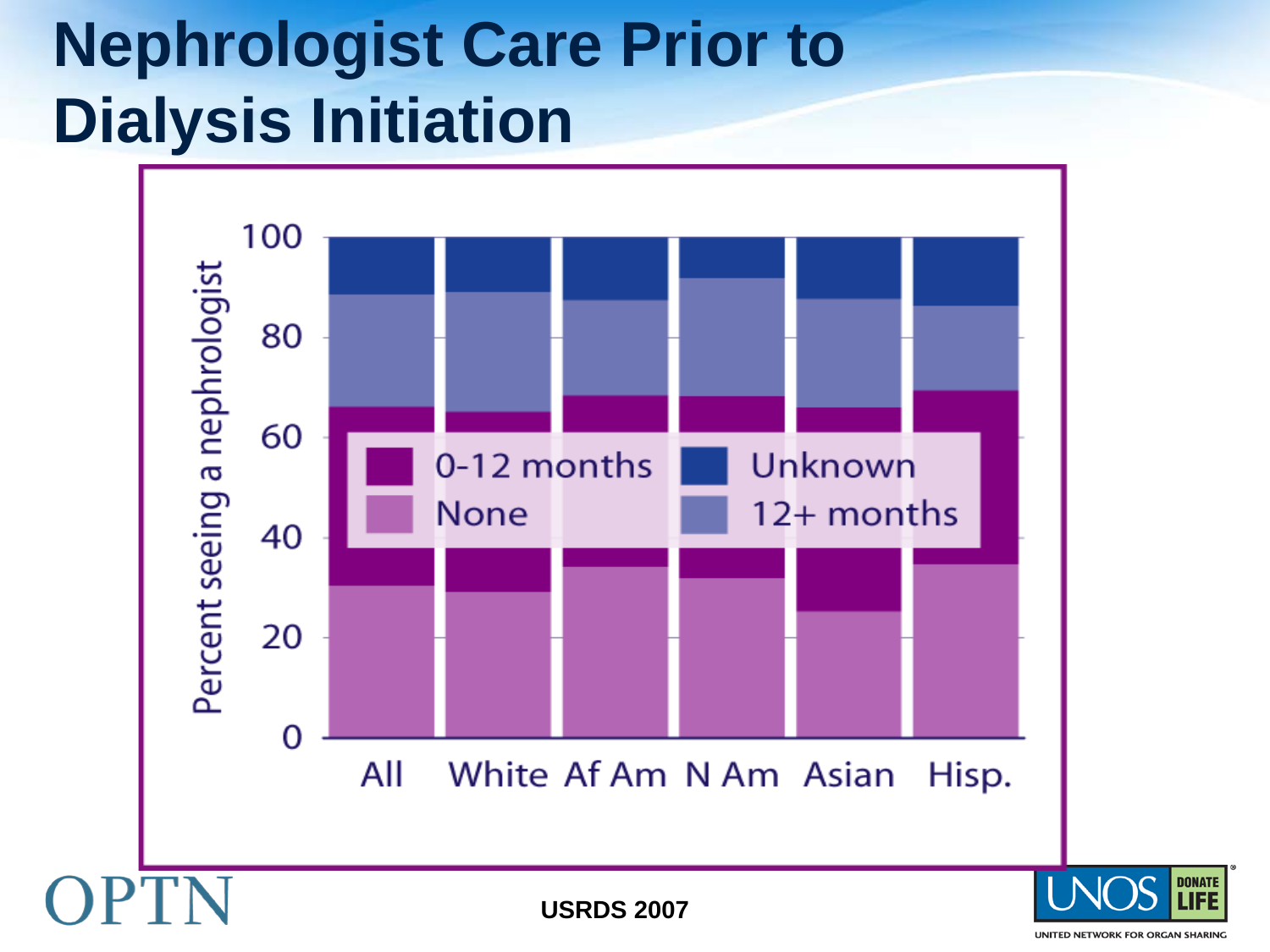# Nephrologist Care Prior to Dialysis Initiation

Percent seeing a nephrologist

0-12 months | Unknown | None | 12+ months

All | White | Af Am | N Am | Asian | Hisp.

USRDS 2007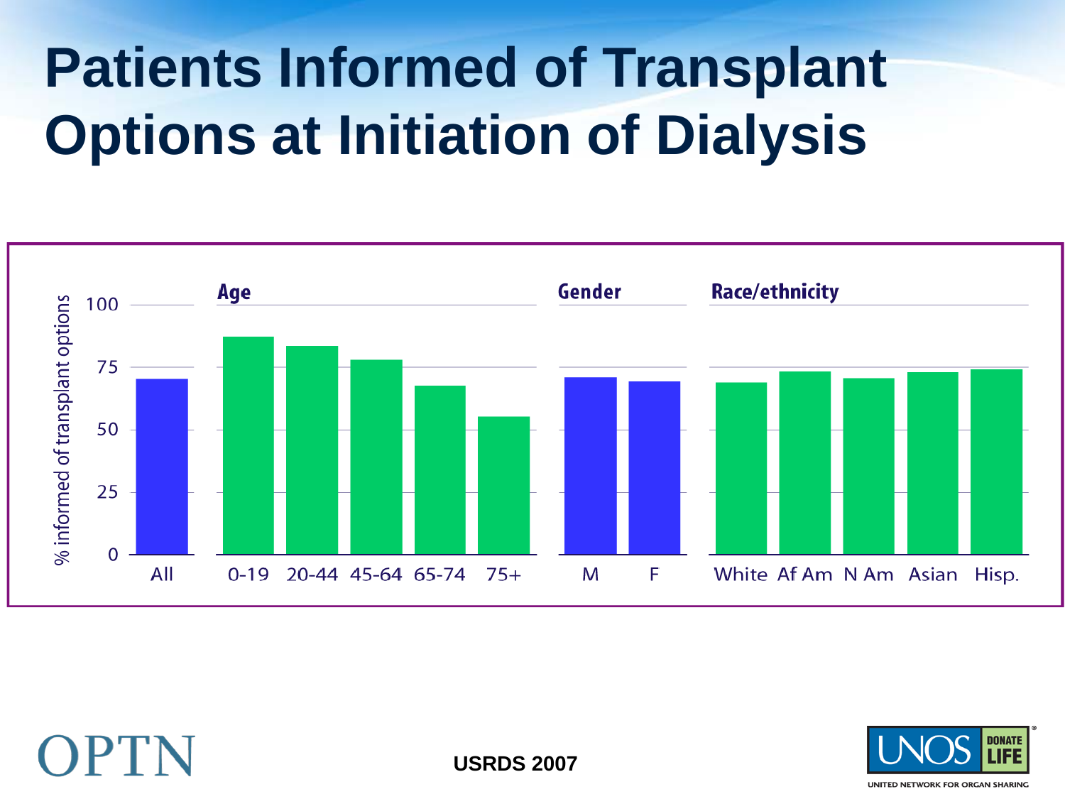# Patients Informed of Transplant Options at Initiation of Dialysis

% informed of transplant options

| | Age | | | | | Gender | | Race/ethnicity | | | | |
|---|---|---|---|---|---|---|---|---|---|---|---|---|
| All | 0-19 | 20-44 | 45-64 | 65-74 | 75+ | M | F | White | Af Am | N Am | Asian | Hisp. |

USRDS 2007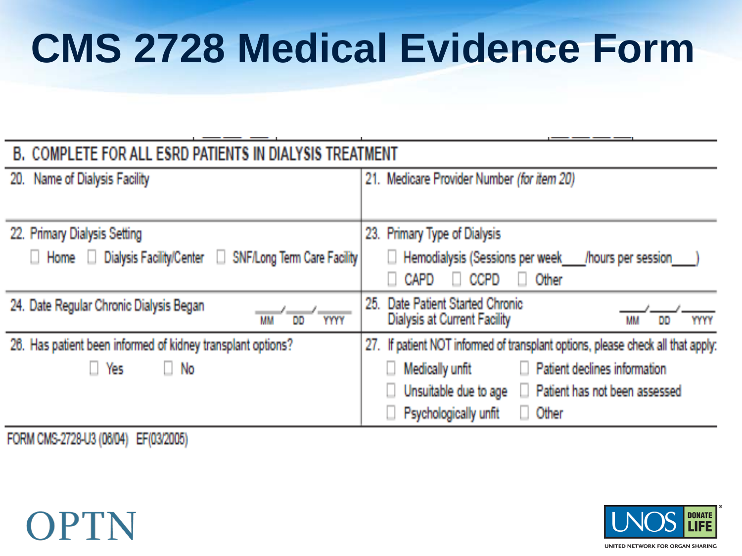# CMS 2728 Medical Evidence Form

**B. COMPLETE FOR ALL ESRD PATIENTS IN DIALYSIS TREATMENT**

| | |
|---|---|
| 20. Name of Dialysis Facility | 21. Medicare Provider Number *(for item 20)* |
| 22. Primary Dialysis Setting<br>☐ Home ☐ Dialysis Facility/Center ☐ SNF/Long Term Care Facility | 23. Primary Type of Dialysis<br>☐ Hemodialysis (Sessions per week___/hours per session___)<br>☐ CAPD ☐ CCPD ☐ Other |
| 24. Date Regular Chronic Dialysis Began ___/___/___ (MM DD YYYY) | 25. Date Patient Started Chronic Dialysis at Current Facility ___/___/___ (MM DD YYYY) |
| 26. Has patient been informed of kidney transplant options?<br>☐ Yes ☐ No | 27. If patient NOT informed of transplant options, please check all that apply:<br>☐ Medically unfit ☐ Patient declines information<br>☐ Unsuitable due to age ☐ Patient has not been assessed<br>☐ Psychologically unfit ☐ Other |

FORM CMS-2728-U3 (06/04) EF(03/2005)

OPTN

UNOS DONATE LIFE
UNITED NETWORK FOR ORGAN SHARING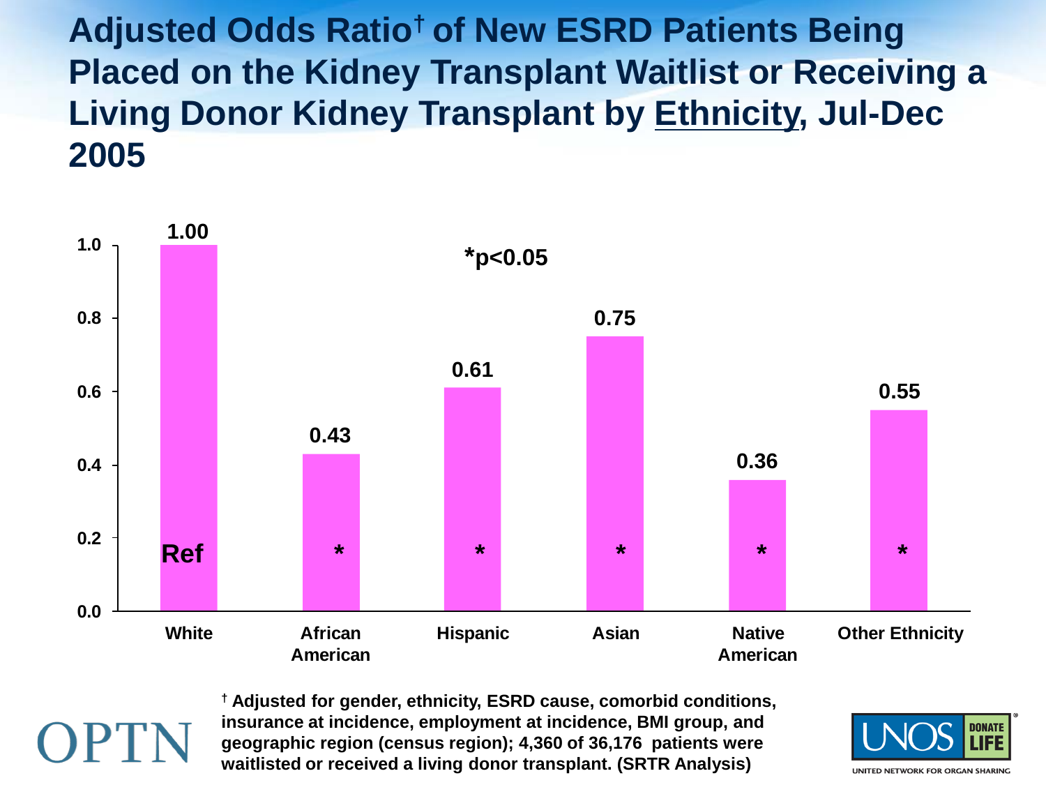# Adjusted Odds Ratio[†] of New ESRD Patients Being Placed on the Kidney Transplant Waitlist or Receiving a Living Donor Kidney Transplant by Ethnicity, Jul-Dec 2005

*p<0.05

| Ethnicity | Adjusted Odds Ratio |
| --- | --- |
| White | 1.00 (Ref) |
| African American | 0.43 * |
| Hispanic | 0.61 * |
| Asian | 0.75 * |
| Native American | 0.36 * |
| Other Ethnicity | 0.55 * |

[†] Adjusted for gender, ethnicity, ESRD cause, comorbid conditions, insurance at incidence, employment at incidence, BMI group, and geographic region (census region); 4,360 of 36,176 patients were waitlisted or received a living donor transplant. (SRTR Analysis)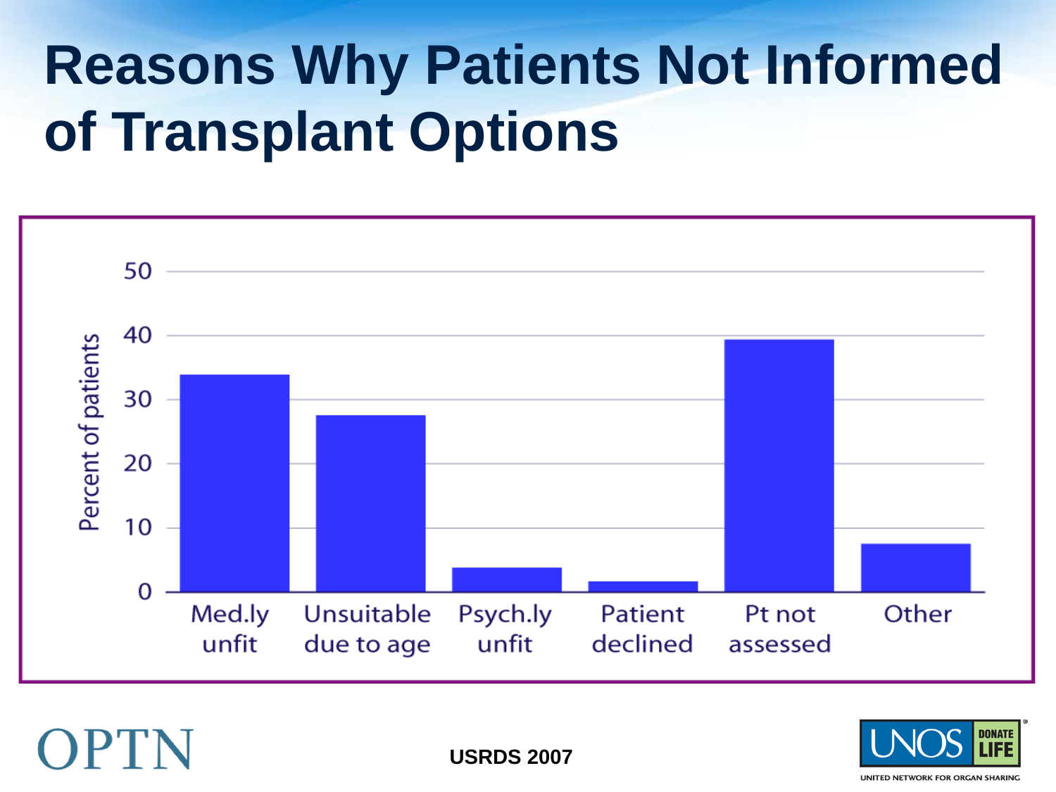# Reasons Why Patients Not Informed of Transplant Options

| Reason | Percent of patients |
| --- | --- |
| Med.ly unfit | ~34 |
| Unsuitable due to age | ~27.5 |
| Psych.ly unfit | ~4 |
| Patient declined | ~1.5 |
| Pt not assessed | ~39.5 |
| Other | ~7.5 |

USRDS 2007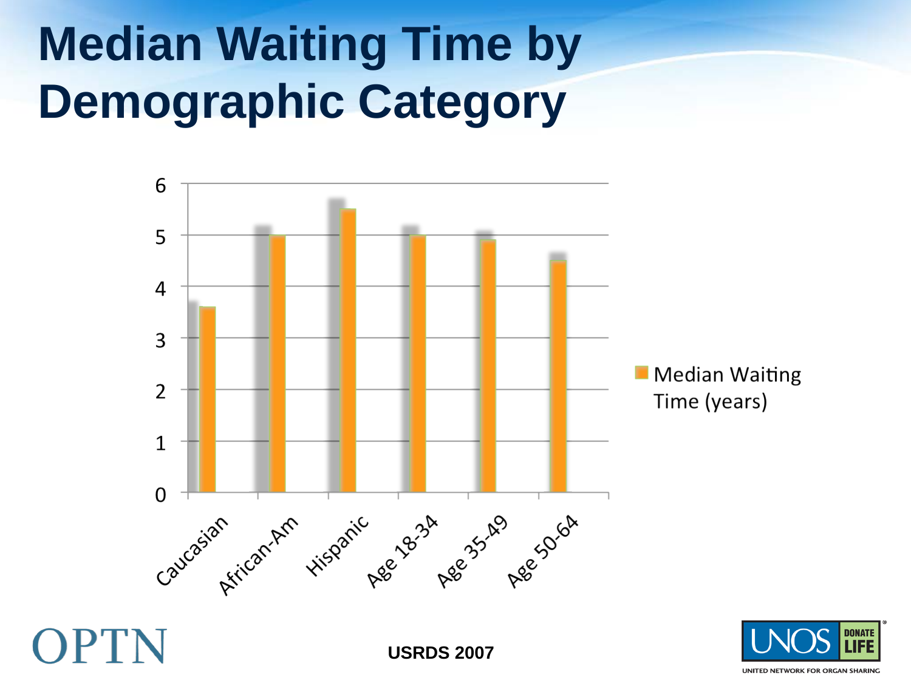# Median Waiting Time by Demographic Category

| Category | Median Waiting Time (years) |
|---|---|
| Caucasian | 3.6 |
| African-Am | 5 |
| Hispanic | 5.5 |
| Age 18-34 | 5 |
| Age 35-49 | 4.9 |
| Age 50-64 | 4.5 |

USRDS 2007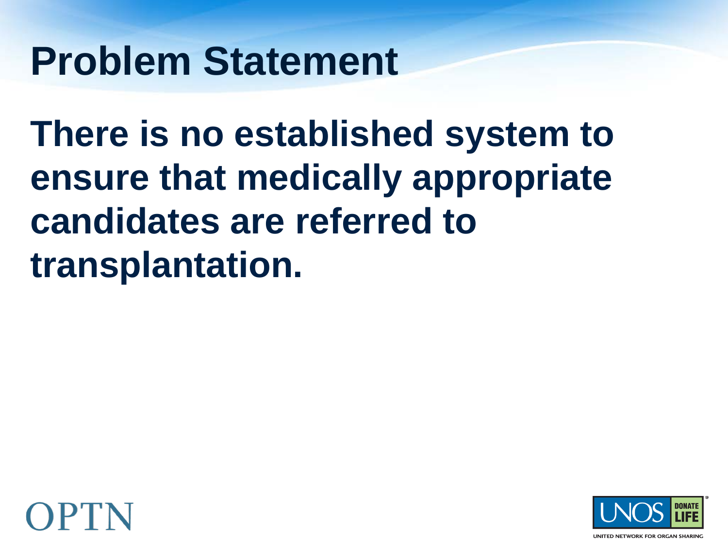# Problem Statement

**There is no established system to ensure that medically appropriate candidates are referred to transplantation.**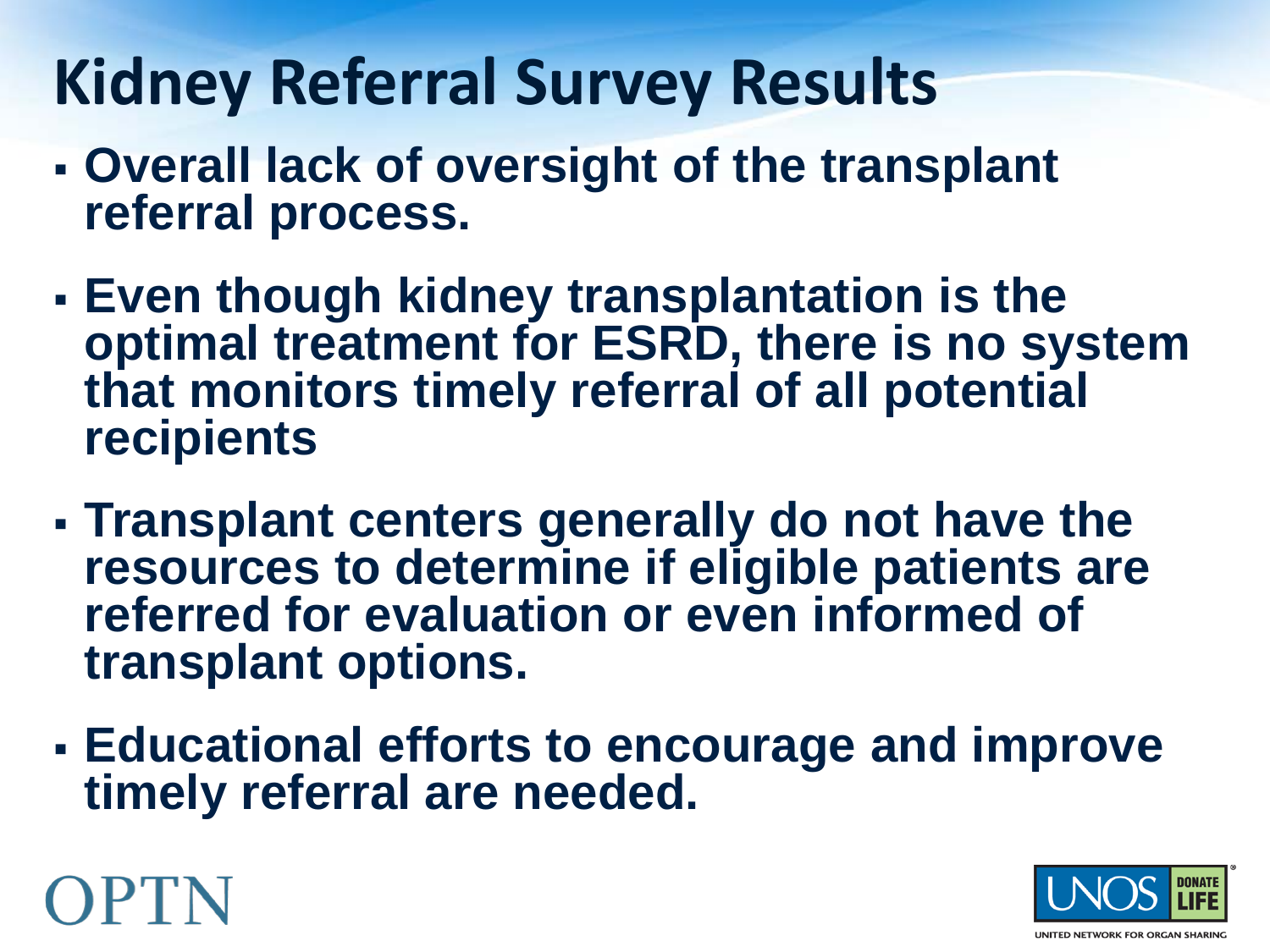# Kidney Referral Survey Results

- Overall lack of oversight of the transplant referral process.
- Even though kidney transplantation is the optimal treatment for ESRD, there is no system that monitors timely referral of all potential recipients
- Transplant centers generally do not have the resources to determine if eligible patients are referred for evaluation or even informed of transplant options.
- Educational efforts to encourage and improve timely referral are needed.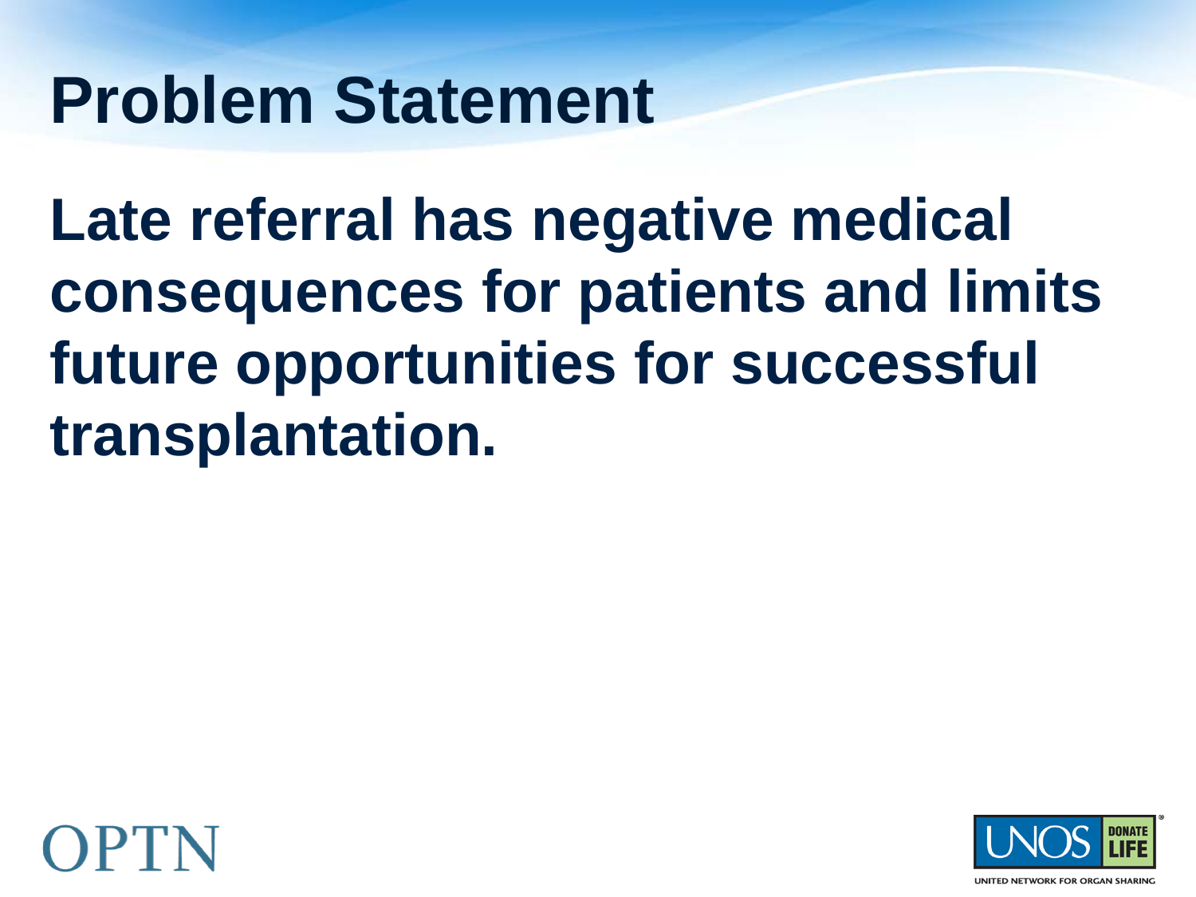# Problem Statement

**Late referral has negative medical consequences for patients and limits future opportunities for successful transplantation.**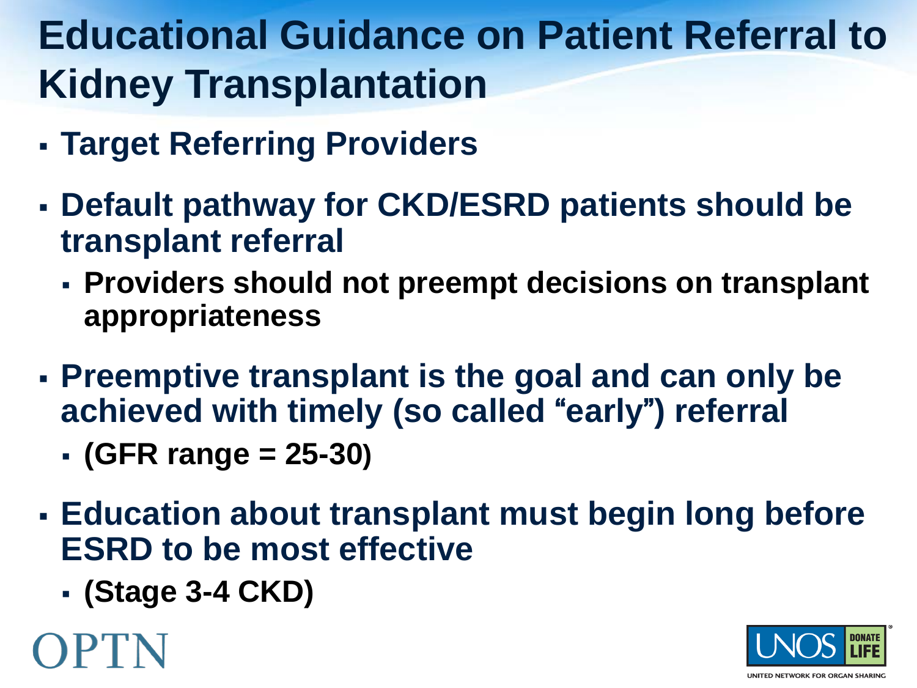# Educational Guidance on Patient Referral to Kidney Transplantation

- **Target Referring Providers**
- **Default pathway for CKD/ESRD patients should be transplant referral**
  - **Providers should not preempt decisions on transplant appropriateness**
- **Preemptive transplant is the goal and can only be achieved with timely (so called "early") referral**
  - **(GFR range = 25-30)**
- **Education about transplant must begin long before ESRD to be most effective**
  - **(Stage 3-4 CKD)**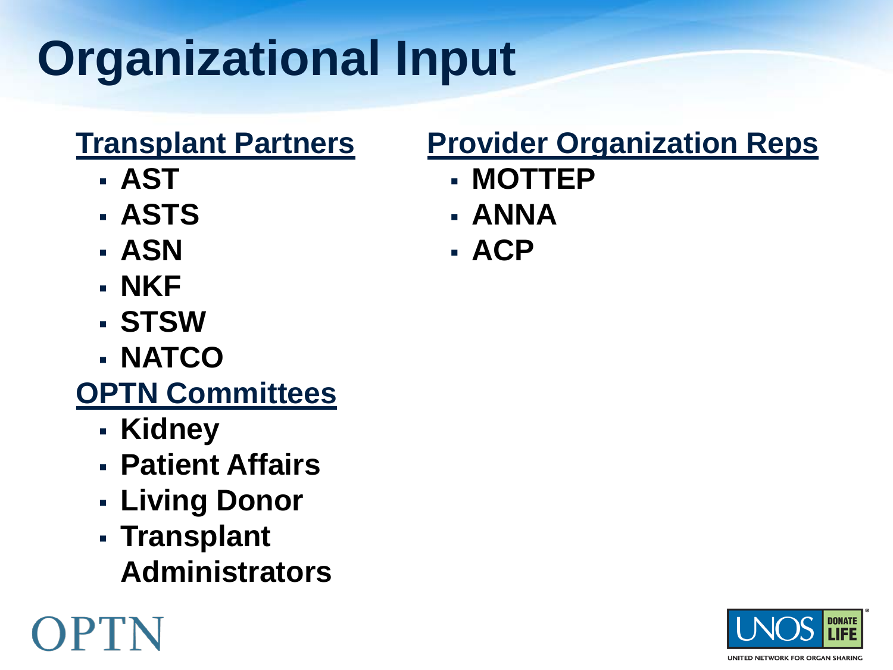# Organizational Input

**Transplant Partners**

- AST
- ASTS
- ASN
- NKF
- STSW
- NATCO

**OPTN Committees**

- Kidney
- Patient Affairs
- Living Donor
- Transplant Administrators

**Provider Organization Reps**

- MOTTEP
- ANNA
- ACP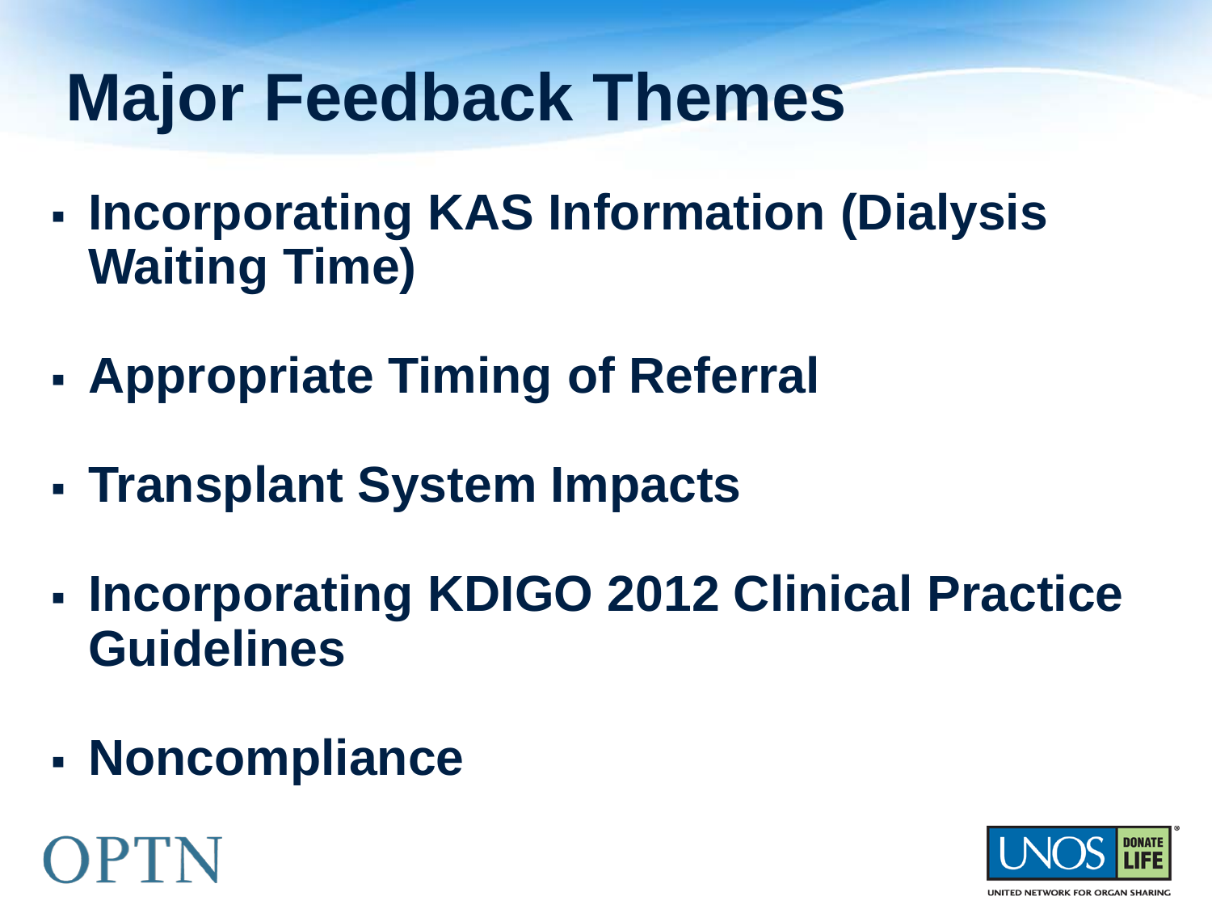# Major Feedback Themes

- **Incorporating KAS Information (Dialysis Waiting Time)**
- **Appropriate Timing of Referral**
- **Transplant System Impacts**
- **Incorporating KDIGO 2012 Clinical Practice Guidelines**
- **Noncompliance**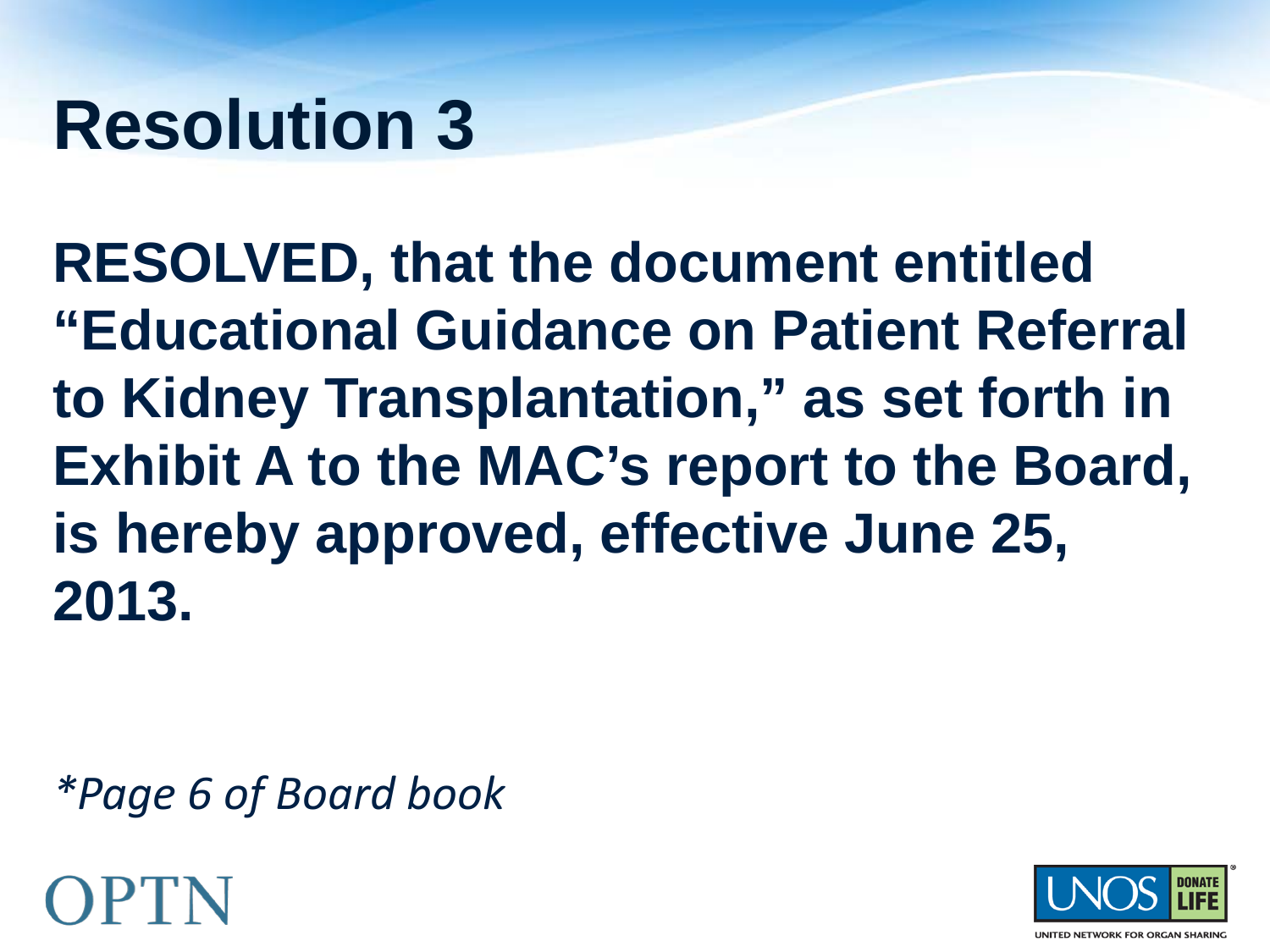# Resolution 3

**RESOLVED, that the document entitled “Educational Guidance on Patient Referral to Kidney Transplantation,” as set forth in Exhibit A to the MAC’s report to the Board, is hereby approved, effective June 25, 2013.**

**Page 6 of Board book*

OPTN

UNOS DONATE LIFE

UNITED NETWORK FOR ORGAN SHARING